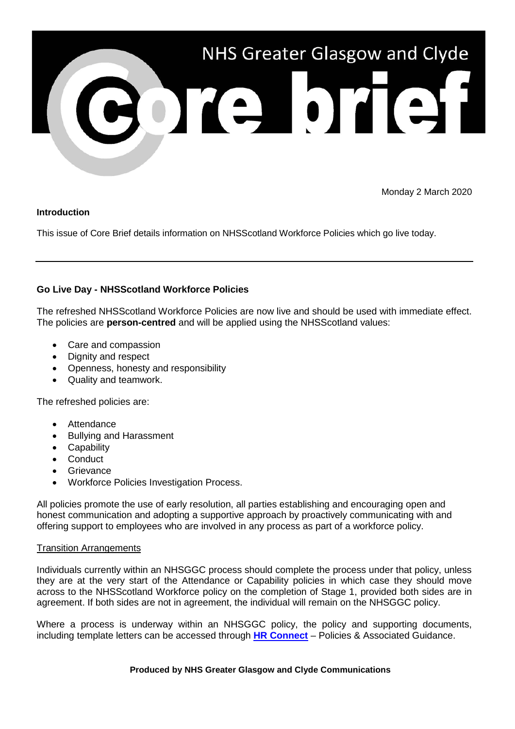# NHS Greater Glasgow and Clyde Core brief

Monday 2 March 2020

**Introduction**

This issue of Core Brief details information on NHSScotland Workforce Policies which go live today.

---

**Go Live Day - NHSScotland Workforce Policies**

The refreshed NHSScotland Workforce Policies are now live and should be used with immediate effect. The policies are **person-centred** and will be applied using the NHSScotland values:

- Care and compassion
- Dignity and respect
- Openness, honesty and responsibility
- Quality and teamwork.

The refreshed policies are:

- Attendance
- Bullying and Harassment
- Capability
- Conduct
- Grievance
- Workforce Policies Investigation Process.

All policies promote the use of early resolution, all parties establishing and encouraging open and honest communication and adopting a supportive approach by proactively communicating with and offering support to employees who are involved in any process as part of a workforce policy.

Transition Arrangements

Individuals currently within an NHSGGC process should complete the process under that policy, unless they are at the very start of the Attendance or Capability policies in which case they should move across to the NHSScotland Workforce policy on the completion of Stage 1, provided both sides are in agreement. If both sides are not in agreement, the individual will remain on the NHSGGC policy.

Where a process is underway within an NHSGGC policy, the policy and supporting documents, including template letters can be accessed through **HR Connect** – Policies & Associated Guidance.

**Produced by NHS Greater Glasgow and Clyde Communications**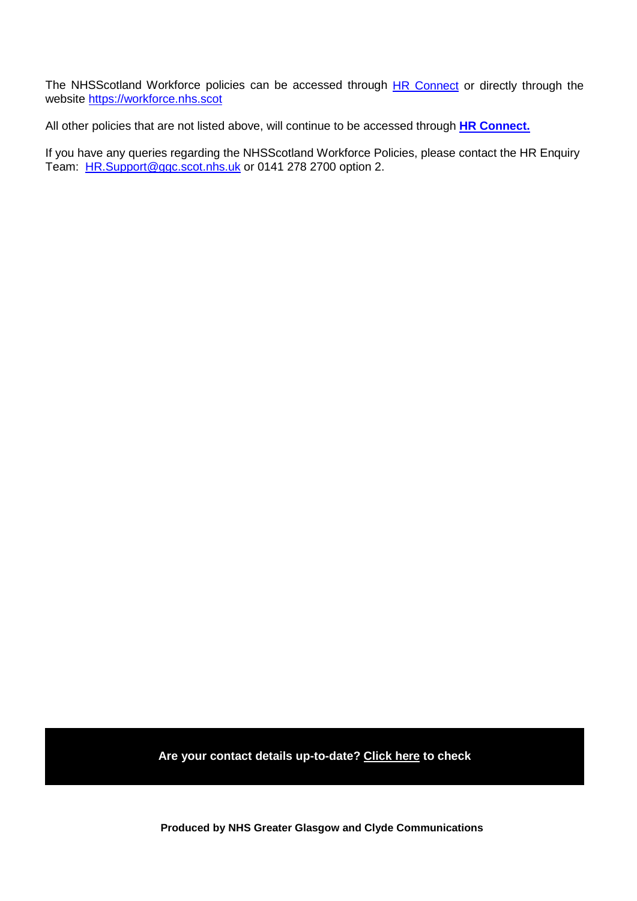The NHSScotland Workforce policies can be accessed through [HR Connect]() or directly through the website [https://workforce.nhs.scot](https://workforce.nhs.scot)

All other policies that are not listed above, will continue to be accessed through **[HR Connect.]()**

If you have any queries regarding the NHSScotland Workforce Policies, please contact the HR Enquiry Team: [HR.Support@ggc.scot.nhs.uk](mailto:HR.Support@ggc.scot.nhs.uk) or 0141 278 2700 option 2.

**Are your contact details up-to-date? [Click here]() to check**

**Produced by NHS Greater Glasgow and Clyde Communications**